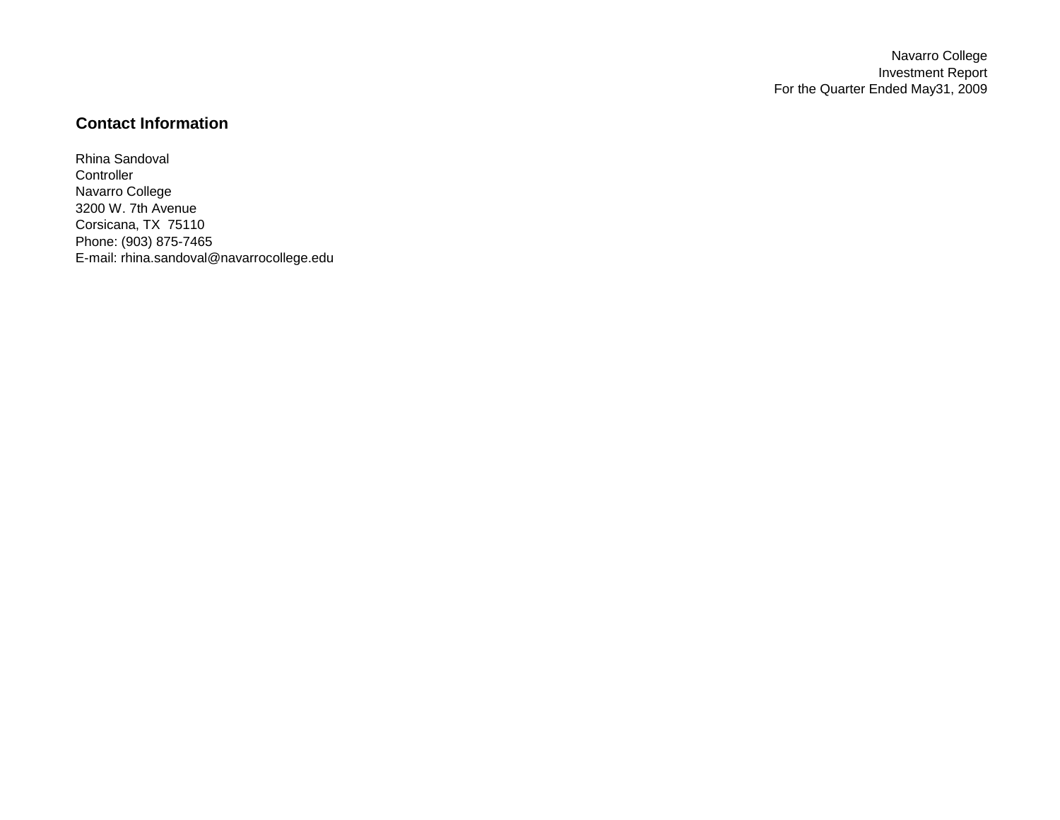Navarro College
Investment Report
For the Quarter Ended May31, 2009

## Contact Information

Rhina Sandoval
Controller
Navarro College
3200 W. 7th Avenue
Corsicana, TX  75110
Phone: (903) 875-7465
E-mail: rhina.sandoval@navarrocollege.edu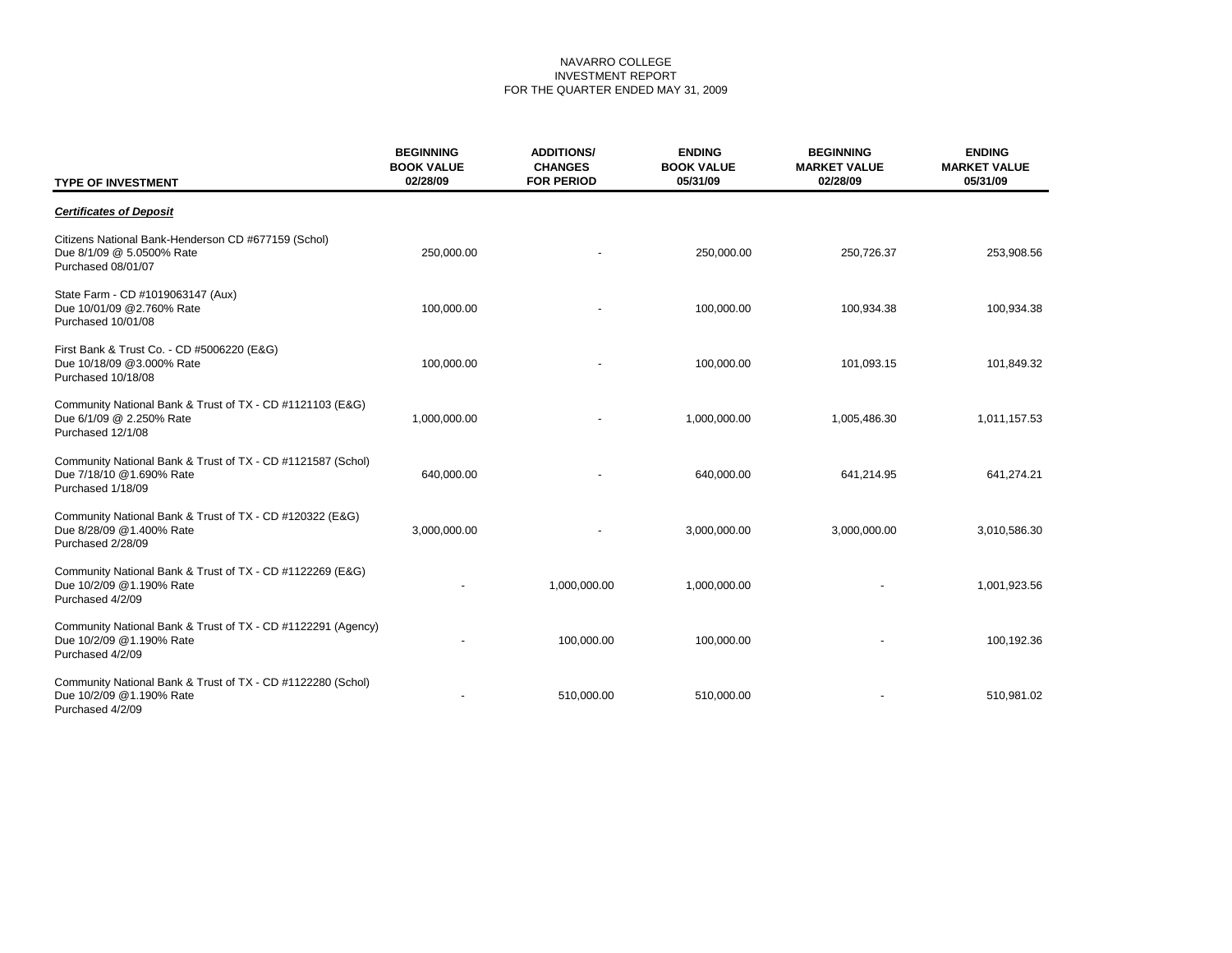NAVARRO COLLEGE
INVESTMENT REPORT
FOR THE QUARTER ENDED MAY 31, 2009

| TYPE OF INVESTMENT | BEGINNING BOOK VALUE 02/28/09 | ADDITIONS/ CHANGES FOR PERIOD | ENDING BOOK VALUE 05/31/09 | BEGINNING MARKET VALUE 02/28/09 | ENDING MARKET VALUE 05/31/09 |
|---|---|---|---|---|---|
| ***Certificates of Deposit*** | | | | | |
| Citizens National Bank-Henderson CD #677159 (Schol) Due 8/1/09 @ 5.0500% Rate Purchased 08/01/07 | 250,000.00 | - | 250,000.00 | 250,726.37 | 253,908.56 |
| State Farm - CD #1019063147 (Aux) Due 10/01/09 @2.760% Rate Purchased 10/01/08 | 100,000.00 | - | 100,000.00 | 100,934.38 | 100,934.38 |
| First Bank & Trust Co. - CD #5006220 (E&G) Due 10/18/09 @3.000% Rate Purchased 10/18/08 | 100,000.00 | - | 100,000.00 | 101,093.15 | 101,849.32 |
| Community National Bank & Trust of TX - CD #1121103 (E&G) Due 6/1/09 @ 2.250% Rate Purchased 12/1/08 | 1,000,000.00 | - | 1,000,000.00 | 1,005,486.30 | 1,011,157.53 |
| Community National Bank & Trust of TX - CD #1121587 (Schol) Due 7/18/10 @1.690% Rate Purchased 1/18/09 | 640,000.00 | - | 640,000.00 | 641,214.95 | 641,274.21 |
| Community National Bank & Trust of TX - CD #120322 (E&G) Due 8/28/09 @1.400% Rate Purchased 2/28/09 | 3,000,000.00 | - | 3,000,000.00 | 3,000,000.00 | 3,010,586.30 |
| Community National Bank & Trust of TX - CD #1122269 (E&G) Due 10/2/09 @1.190% Rate Purchased 4/2/09 | - | 1,000,000.00 | 1,000,000.00 | - | 1,001,923.56 |
| Community National Bank & Trust of TX - CD #1122291 (Agency) Due 10/2/09 @1.190% Rate Purchased 4/2/09 | - | 100,000.00 | 100,000.00 | - | 100,192.36 |
| Community National Bank & Trust of TX - CD #1122280 (Schol) Due 10/2/09 @1.190% Rate Purchased 4/2/09 | - | 510,000.00 | 510,000.00 | - | 510,981.02 |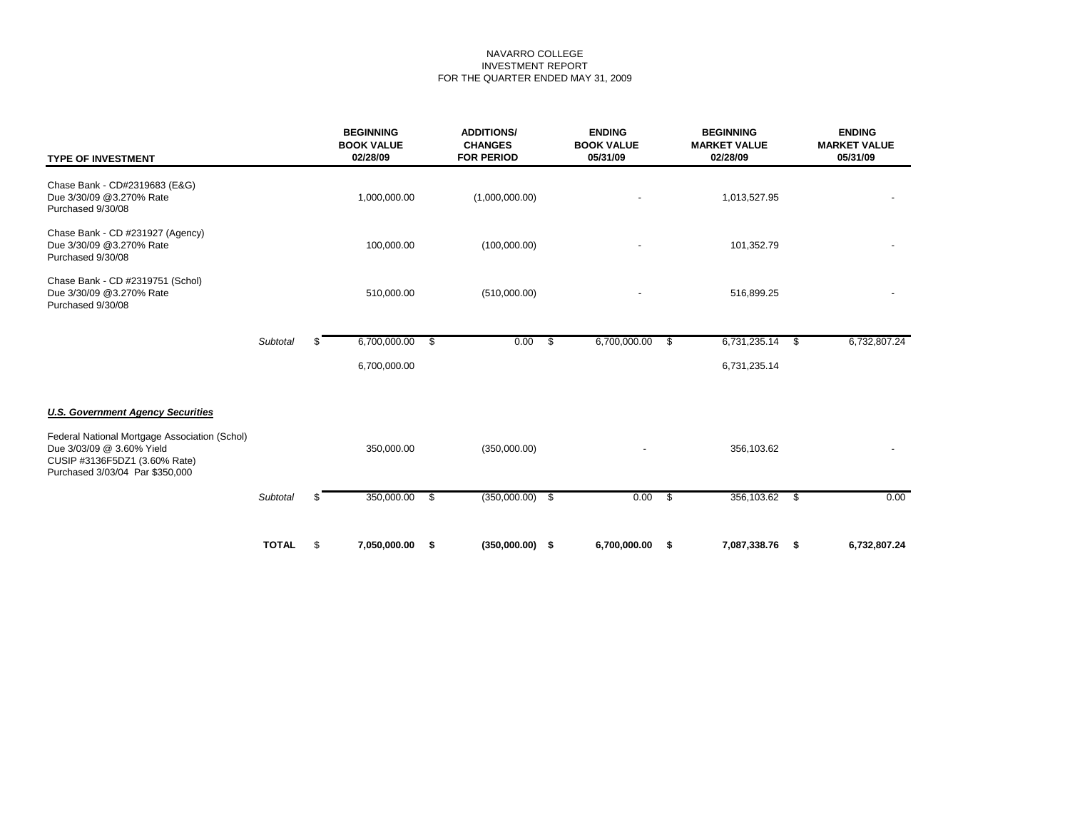NAVARRO COLLEGE
INVESTMENT REPORT
FOR THE QUARTER ENDED MAY 31, 2009

| TYPE OF INVESTMENT | | BEGINNING BOOK VALUE 02/28/09 | ADDITIONS/ CHANGES FOR PERIOD | ENDING BOOK VALUE 05/31/09 | BEGINNING MARKET VALUE 02/28/09 | ENDING MARKET VALUE 05/31/09 |
|---|---|---|---|---|---|---|
| Chase Bank - CD#2319683 (E&G) Due 3/30/09 @3.270% Rate Purchased 9/30/08 | | 1,000,000.00 | (1,000,000.00) | - | 1,013,527.95 | - |
| Chase Bank - CD #231927 (Agency) Due 3/30/09 @3.270% Rate Purchased 9/30/08 | | 100,000.00 | (100,000.00) | - | 101,352.79 | - |
| Chase Bank - CD #2319751 (Schol) Due 3/30/09 @3.270% Rate Purchased 9/30/08 | | 510,000.00 | (510,000.00) | - | 516,899.25 | - |
| | *Subtotal* | $ 6,700,000.00 | $ 0.00 | $ 6,700,000.00 | $ 6,731,235.14 | $ 6,732,807.24 |
| | | 6,700,000.00 | | | 6,731,235.14 | |
| ***U.S. Government Agency Securities*** | | | | | | |
| Federal National Mortgage Association (Schol) Due 3/03/09 @ 3.60% Yield CUSIP #3136F5DZ1 (3.60% Rate) Purchased 3/03/04 Par $350,000 | | 350,000.00 | (350,000.00) | - | 356,103.62 | - |
| | *Subtotal* | $ 350,000.00 | $ (350,000.00) | $ 0.00 | $ 356,103.62 | $ 0.00 |
| | **TOTAL** | $ **7,050,000.00** | **$ (350,000.00)** | **$ 6,700,000.00** | **$ 7,087,338.76** | **$ 6,732,807.24** |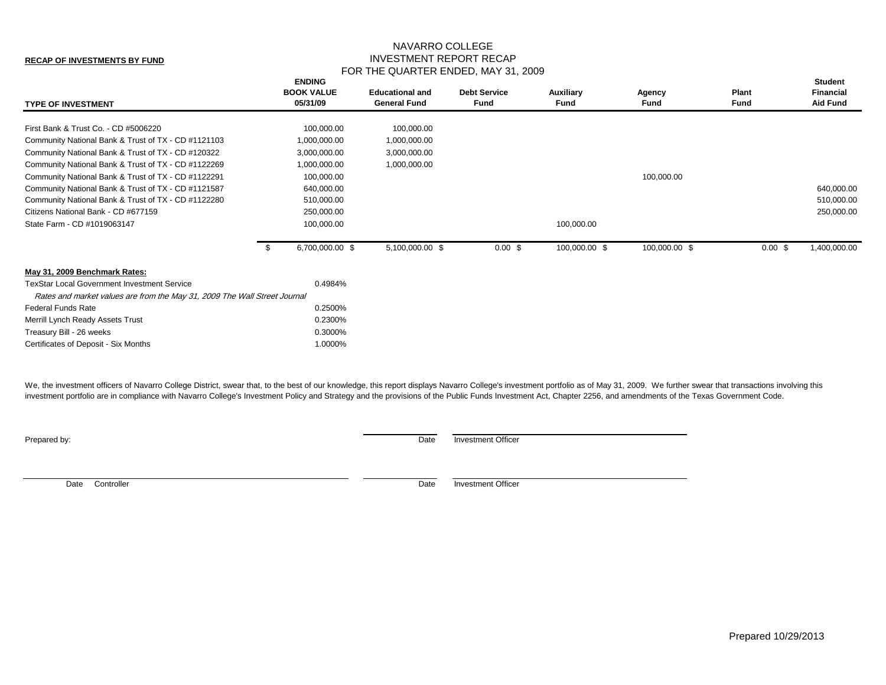**RECAP OF INVESTMENTS BY FUND**

# NAVARRO COLLEGE
## INVESTMENT REPORT RECAP
### FOR THE QUARTER ENDED, MAY 31, 2009

| TYPE OF INVESTMENT | ENDING BOOK VALUE 05/31/09 | Educational and General Fund | Debt Service Fund | Auxiliary Fund | Agency Fund | Plant Fund | Student Financial Aid Fund |
|---|---|---|---|---|---|---|---|
| First Bank & Trust Co. - CD #5006220 | 100,000.00 | 100,000.00 | | | | | |
| Community National Bank & Trust of TX - CD #1121103 | 1,000,000.00 | 1,000,000.00 | | | | | |
| Community National Bank & Trust of TX - CD #120322 | 3,000,000.00 | 3,000,000.00 | | | | | |
| Community National Bank & Trust of TX - CD #1122269 | 1,000,000.00 | 1,000,000.00 | | | | | |
| Community National Bank & Trust of TX - CD #1122291 | 100,000.00 | | | | 100,000.00 | | |
| Community National Bank & Trust of TX - CD #1121587 | 640,000.00 | | | | | | 640,000.00 |
| Community National Bank & Trust of TX - CD #1122280 | 510,000.00 | | | | | | 510,000.00 |
| Citizens National Bank - CD #677159 | 250,000.00 | | | | | | 250,000.00 |
| State Farm - CD #1019063147 | 100,000.00 | | | 100,000.00 | | | |
| | $ 6,700,000.00 | $ 5,100,000.00 | $ 0.00 | $ 100,000.00 | $ 100,000.00 | $ 0.00 | $ 1,400,000.00 |

**May 31, 2009 Benchmark Rates:**

| | |
|---|---|
| TexStar Local Government Investment Service | 0.4984% |
| *Rates and market values are from the May 31, 2009 The Wall Street Journal* | |
| Federal Funds Rate | 0.2500% |
| Merrill Lynch Ready Assets Trust | 0.2300% |
| Treasury Bill - 26 weeks | 0.3000% |
| Certificates of Deposit - Six Months | 1.0000% |

We, the investment officers of Navarro College District, swear that, to the best of our knowledge, this report displays Navarro College's investment portfolio as of May 31, 2009. We further swear that transactions involving this investment portfolio are in compliance with Navarro College's Investment Policy and Strategy and the provisions of the Public Funds Investment Act, Chapter 2256, and amendments of the Texas Government Code.

Prepared by:

Date Investment Officer

Date Controller

Date Investment Officer

Prepared 10/29/2013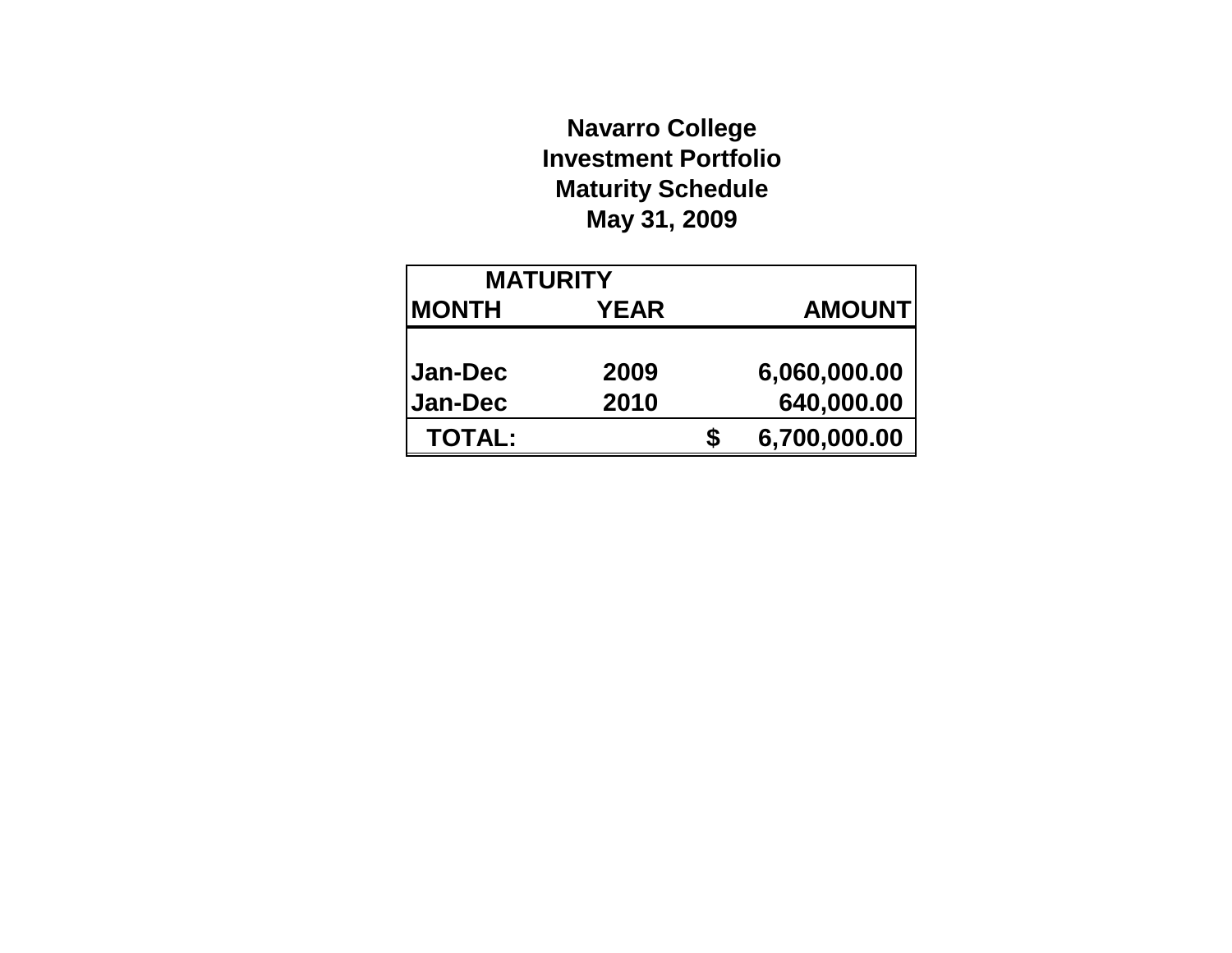# Navarro College
## Investment Portfolio
## Maturity Schedule
## May 31, 2009

| MATURITY | | | |
|---|---|---|---|
| MONTH | YEAR | | AMOUNT |
| Jan-Dec | 2009 | | 6,060,000.00 |
| Jan-Dec | 2010 | | 640,000.00 |
| TOTAL: | | $ | 6,700,000.00 |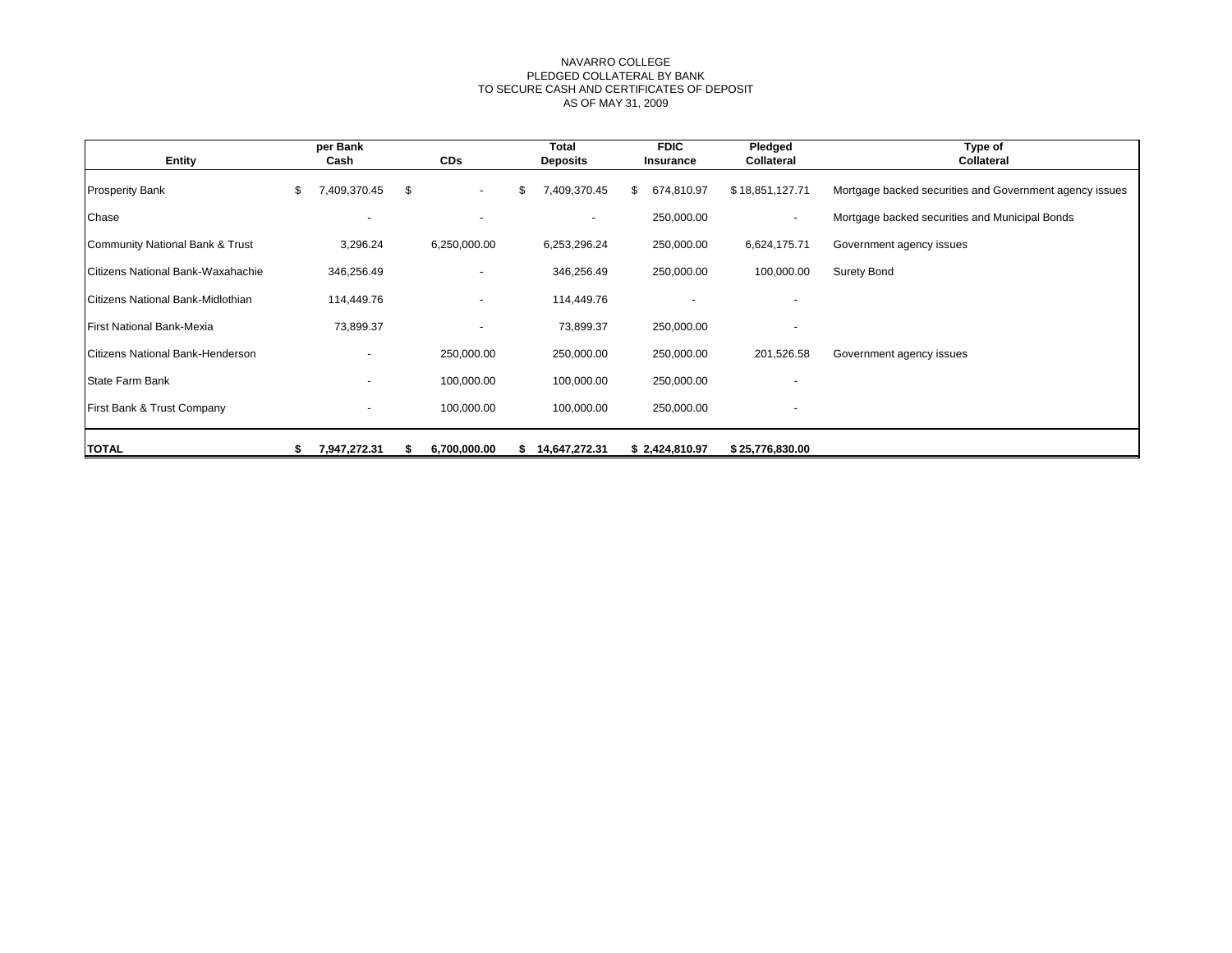NAVARRO COLLEGE
PLEDGED COLLATERAL BY BANK
TO SECURE CASH AND CERTIFICATES OF DEPOSIT
AS OF MAY 31, 2009

| Entity | per Bank Cash | CDs | Total Deposits | FDIC Insurance | Pledged Collateral | Type of Collateral |
|---|---|---|---|---|---|---|
| Prosperity Bank | $ 7,409,370.45 | $ - | $ 7,409,370.45 | $ 674,810.97 | $ 18,851,127.71 | Mortgage backed securities and Government agency issues |
| Chase | - | - | - | 250,000.00 | - | Mortgage backed securities and Municipal Bonds |
| Community National Bank & Trust | 3,296.24 | 6,250,000.00 | 6,253,296.24 | 250,000.00 | 6,624,175.71 | Government agency issues |
| Citizens National Bank-Waxahachie | 346,256.49 | - | 346,256.49 | 250,000.00 | 100,000.00 | Surety Bond |
| Citizens National Bank-Midlothian | 114,449.76 | - | 114,449.76 | - | - | |
| First National Bank-Mexia | 73,899.37 | - | 73,899.37 | 250,000.00 | - | |
| Citizens National Bank-Henderson | - | 250,000.00 | 250,000.00 | 250,000.00 | 201,526.58 | Government agency issues |
| State Farm Bank | - | 100,000.00 | 100,000.00 | 250,000.00 | - | |
| First Bank & Trust Company | - | 100,000.00 | 100,000.00 | 250,000.00 | - | |
| **TOTAL** | **$ 7,947,272.31** | **$ 6,700,000.00** | **$ 14,647,272.31** | **$ 2,424,810.97** | **$ 25,776,830.00** | |